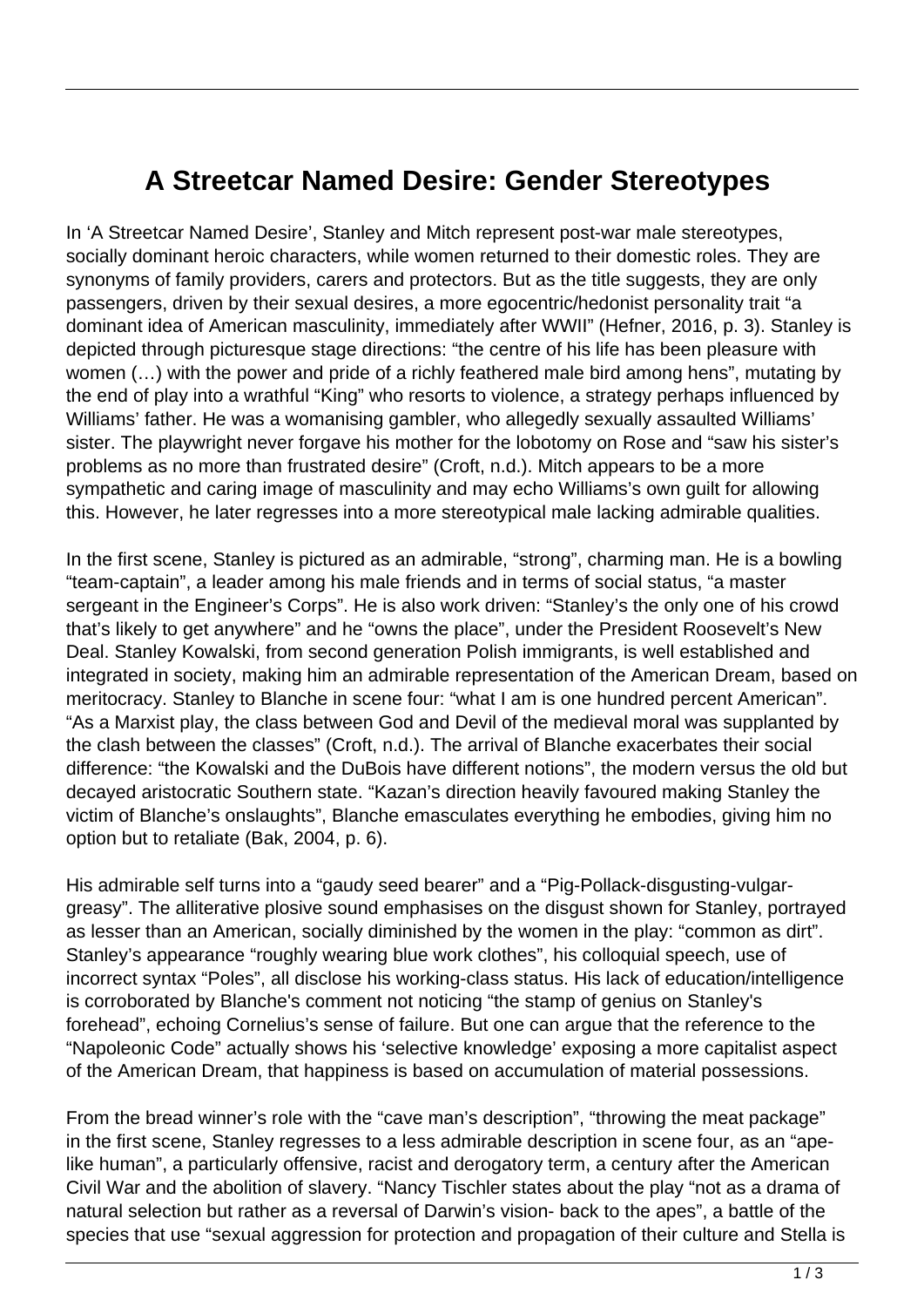# A Streetcar Named Desire: Gender Stereotypes

In 'A Streetcar Named Desire', Stanley and Mitch represent post-war male stereotypes, socially dominant heroic characters, while women returned to their domestic roles. They are synonyms of family providers, carers and protectors. But as the title suggests, they are only passengers, driven by their sexual desires, a more egocentric/hedonist personality trait "a dominant idea of American masculinity, immediately after WWII" (Hefner, 2016, p. 3). Stanley is depicted through picturesque stage directions: "the centre of his life has been pleasure with women (…) with the power and pride of a richly feathered male bird among hens", mutating by the end of play into a wrathful "King" who resorts to violence, a strategy perhaps influenced by Williams' father. He was a womanising gambler, who allegedly sexually assaulted Williams' sister. The playwright never forgave his mother for the lobotomy on Rose and "saw his sister's problems as no more than frustrated desire" (Croft, n.d.). Mitch appears to be a more sympathetic and caring image of masculinity and may echo Williams's own guilt for allowing this. However, he later regresses into a more stereotypical male lacking admirable qualities.

In the first scene, Stanley is pictured as an admirable, "strong", charming man. He is a bowling "team-captain", a leader among his male friends and in terms of social status, "a master sergeant in the Engineer's Corps". He is also work driven: "Stanley's the only one of his crowd that's likely to get anywhere" and he "owns the place", under the President Roosevelt's New Deal. Stanley Kowalski, from second generation Polish immigrants, is well established and integrated in society, making him an admirable representation of the American Dream, based on meritocracy. Stanley to Blanche in scene four: "what I am is one hundred percent American". "As a Marxist play, the class between God and Devil of the medieval moral was supplanted by the clash between the classes" (Croft, n.d.). The arrival of Blanche exacerbates their social difference: "the Kowalski and the DuBois have different notions", the modern versus the old but decayed aristocratic Southern state. "Kazan's direction heavily favoured making Stanley the victim of Blanche's onslaughts", Blanche emasculates everything he embodies, giving him no option but to retaliate (Bak, 2004, p. 6).

His admirable self turns into a "gaudy seed bearer" and a "Pig-Pollack-disgusting-vulgar-greasy". The alliterative plosive sound emphasises on the disgust shown for Stanley, portrayed as lesser than an American, socially diminished by the women in the play: "common as dirt". Stanley's appearance "roughly wearing blue work clothes", his colloquial speech, use of incorrect syntax "Poles", all disclose his working-class status. His lack of education/intelligence is corroborated by Blanche's comment not noticing "the stamp of genius on Stanley's forehead", echoing Cornelius's sense of failure. But one can argue that the reference to the "Napoleonic Code" actually shows his 'selective knowledge' exposing a more capitalist aspect of the American Dream, that happiness is based on accumulation of material possessions.

From the bread winner's role with the "cave man's description", "throwing the meat package" in the first scene, Stanley regresses to a less admirable description in scene four, as an "ape-like human", a particularly offensive, racist and derogatory term, a century after the American Civil War and the abolition of slavery. "Nancy Tischler states about the play "not as a drama of natural selection but rather as a reversal of Darwin's vision- back to the apes", a battle of the species that use "sexual aggression for protection and propagation of their culture and Stella is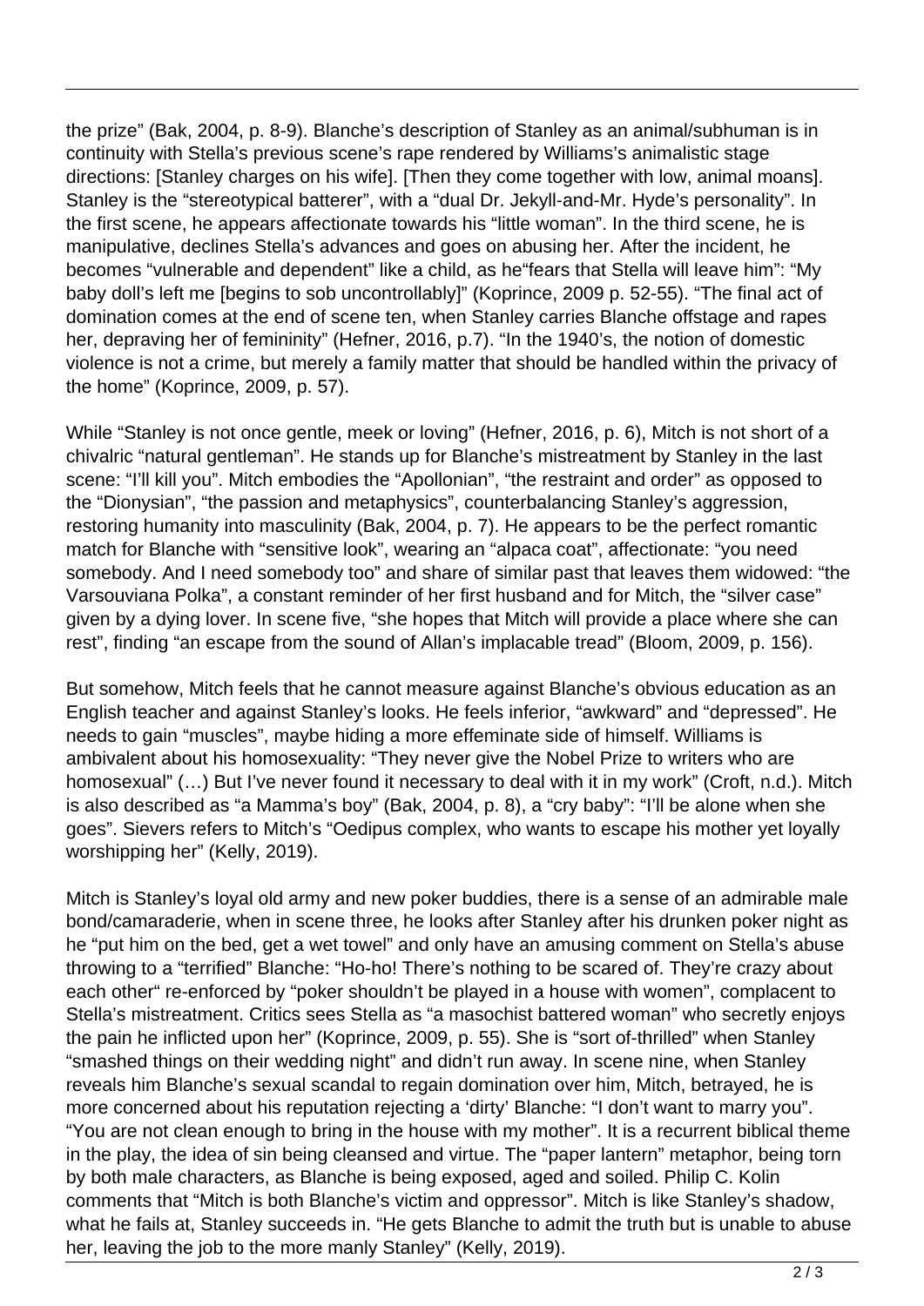the prize" (Bak, 2004, p. 8-9). Blanche's description of Stanley as an animal/subhuman is in continuity with Stella's previous scene's rape rendered by Williams's animalistic stage directions: [Stanley charges on his wife]. [Then they come together with low, animal moans]. Stanley is the "stereotypical batterer", with a "dual Dr. Jekyll-and-Mr. Hyde's personality". In the first scene, he appears affectionate towards his "little woman". In the third scene, he is manipulative, declines Stella's advances and goes on abusing her. After the incident, he becomes "vulnerable and dependent" like a child, as he"fears that Stella will leave him": "My baby doll's left me [begins to sob uncontrollably]" (Koprince, 2009 p. 52-55). "The final act of domination comes at the end of scene ten, when Stanley carries Blanche offstage and rapes her, depraving her of femininity" (Hefner, 2016, p.7). "In the 1940's, the notion of domestic violence is not a crime, but merely a family matter that should be handled within the privacy of the home" (Koprince, 2009, p. 57).

While "Stanley is not once gentle, meek or loving" (Hefner, 2016, p. 6), Mitch is not short of a chivalric "natural gentleman". He stands up for Blanche's mistreatment by Stanley in the last scene: "I'll kill you". Mitch embodies the "Apollonian", "the restraint and order" as opposed to the "Dionysian", "the passion and metaphysics", counterbalancing Stanley's aggression, restoring humanity into masculinity (Bak, 2004, p. 7). He appears to be the perfect romantic match for Blanche with "sensitive look", wearing an "alpaca coat", affectionate: "you need somebody. And I need somebody too" and share of similar past that leaves them widowed: "the Varsouviana Polka", a constant reminder of her first husband and for Mitch, the "silver case" given by a dying lover. In scene five, "she hopes that Mitch will provide a place where she can rest", finding "an escape from the sound of Allan's implacable tread" (Bloom, 2009, p. 156).

But somehow, Mitch feels that he cannot measure against Blanche's obvious education as an English teacher and against Stanley's looks. He feels inferior, "awkward" and "depressed". He needs to gain "muscles", maybe hiding a more effeminate side of himself. Williams is ambivalent about his homosexuality: "They never give the Nobel Prize to writers who are homosexual" (…) But I've never found it necessary to deal with it in my work" (Croft, n.d.). Mitch is also described as "a Mamma's boy" (Bak, 2004, p. 8), a "cry baby": "I'll be alone when she goes". Sievers refers to Mitch's "Oedipus complex, who wants to escape his mother yet loyally worshipping her" (Kelly, 2019).

Mitch is Stanley's loyal old army and new poker buddies, there is a sense of an admirable male bond/camaraderie, when in scene three, he looks after Stanley after his drunken poker night as he "put him on the bed, get a wet towel" and only have an amusing comment on Stella's abuse throwing to a "terrified" Blanche: "Ho-ho! There's nothing to be scared of. They're crazy about each other" re-enforced by "poker shouldn't be played in a house with women", complacent to Stella's mistreatment. Critics sees Stella as "a masochist battered woman" who secretly enjoys the pain he inflicted upon her" (Koprince, 2009, p. 55). She is "sort of-thrilled" when Stanley "smashed things on their wedding night" and didn't run away. In scene nine, when Stanley reveals him Blanche's sexual scandal to regain domination over him, Mitch, betrayed, he is more concerned about his reputation rejecting a 'dirty' Blanche: "I don't want to marry you". "You are not clean enough to bring in the house with my mother". It is a recurrent biblical theme in the play, the idea of sin being cleansed and virtue. The "paper lantern" metaphor, being torn by both male characters, as Blanche is being exposed, aged and soiled. Philip C. Kolin comments that "Mitch is both Blanche's victim and oppressor". Mitch is like Stanley's shadow, what he fails at, Stanley succeeds in. "He gets Blanche to admit the truth but is unable to abuse her, leaving the job to the more manly Stanley" (Kelly, 2019).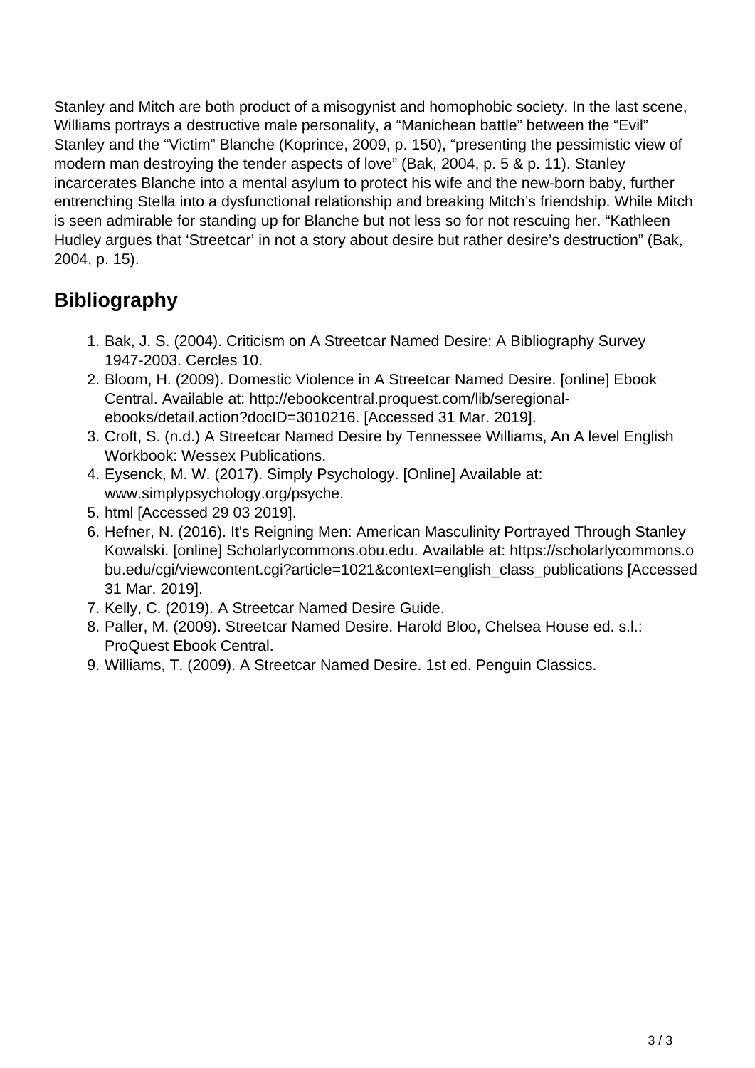Stanley and Mitch are both product of a misogynist and homophobic society. In the last scene, Williams portrays a destructive male personality, a "Manichean battle" between the "Evil" Stanley and the "Victim" Blanche (Koprince, 2009, p. 150), "presenting the pessimistic view of modern man destroying the tender aspects of love" (Bak, 2004, p. 5 & p. 11). Stanley incarcerates Blanche into a mental asylum to protect his wife and the new-born baby, further entrenching Stella into a dysfunctional relationship and breaking Mitch's friendship. While Mitch is seen admirable for standing up for Blanche but not less so for not rescuing her. "Kathleen Hudley argues that 'Streetcar' in not a story about desire but rather desire's destruction" (Bak, 2004, p. 15).

## Bibliography

1. Bak, J. S. (2004). Criticism on A Streetcar Named Desire: A Bibliography Survey 1947-2003. Cercles 10.
2. Bloom, H. (2009). Domestic Violence in A Streetcar Named Desire. [online] Ebook Central. Available at: http://ebookcentral.proquest.com/lib/seregional-ebooks/detail.action?docID=3010216. [Accessed 31 Mar. 2019].
3. Croft, S. (n.d.) A Streetcar Named Desire by Tennessee Williams, An A level English Workbook: Wessex Publications.
4. Eysenck, M. W. (2017). Simply Psychology. [Online] Available at: www.simplypsychology.org/psyche.
5. html [Accessed 29 03 2019].
6. Hefner, N. (2016). It's Reigning Men: American Masculinity Portrayed Through Stanley Kowalski. [online] Scholarlycommons.obu.edu. Available at: https://scholarlycommons.obu.edu/cgi/viewcontent.cgi?article=1021&context=english_class_publications [Accessed 31 Mar. 2019].
7. Kelly, C. (2019). A Streetcar Named Desire Guide.
8. Paller, M. (2009). Streetcar Named Desire. Harold Bloo, Chelsea House ed. s.l.: ProQuest Ebook Central.
9. Williams, T. (2009). A Streetcar Named Desire. 1st ed. Penguin Classics.